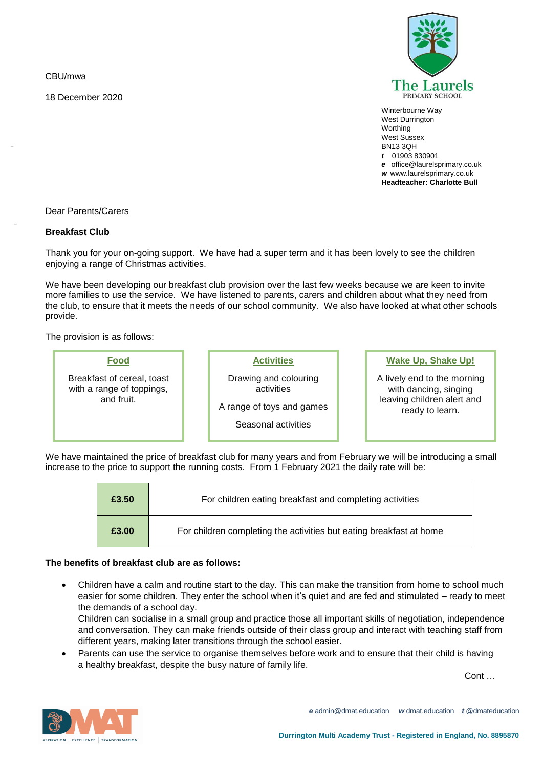CBU/mwa

18 December 2020

The Laurels
PRIMARY SCHOOL

Winterbourne Way
West Durrington
Worthing
West Sussex
BN13 3QH
*t* 01903 830901
*e* office@laurelsprimary.co.uk
*w* www.laurelsprimary.co.uk
**Headteacher: Charlotte Bull**

Dear Parents/Carers

**Breakfast Club**

Thank you for your on-going support. We have had a super term and it has been lovely to see the children enjoying a range of Christmas activities.

We have been developing our breakfast club provision over the last few weeks because we are keen to invite more families to use the service. We have listened to parents, carers and children about what they need from the club, to ensure that it meets the needs of our school community. We also have looked at what other schools provide.

The provision is as follows:

**Food**

Breakfast of cereal, toast with a range of toppings, and fruit.

**Activities**

Drawing and colouring activities

A range of toys and games

Seasonal activities

**Wake Up, Shake Up!**

A lively end to the morning with dancing, singing leaving children alert and ready to learn.

We have maintained the price of breakfast club for many years and from February we will be introducing a small increase to the price to support the running costs. From 1 February 2021 the daily rate will be:

| | |
|---|---|
| **£3.50** | For children eating breakfast and completing activities |
| **£3.00** | For children completing the activities but eating breakfast at home |

**The benefits of breakfast club are as follows:**

- Children have a calm and routine start to the day. This can make the transition from home to school much easier for some children. They enter the school when it's quiet and are fed and stimulated – ready to meet the demands of a school day.
  Children can socialise in a small group and practice those all important skills of negotiation, independence and conversation. They can make friends outside of their class group and interact with teaching staff from different years, making later transitions through the school easier.
- Parents can use the service to organise themselves before work and to ensure that their child is having a healthy breakfast, despite the busy nature of family life.

Cont …

*e* admin@dmat.education *w* dmat.education *t* @dmateducation

**Durrington Multi Academy Trust - Registered in England, No. 8895870**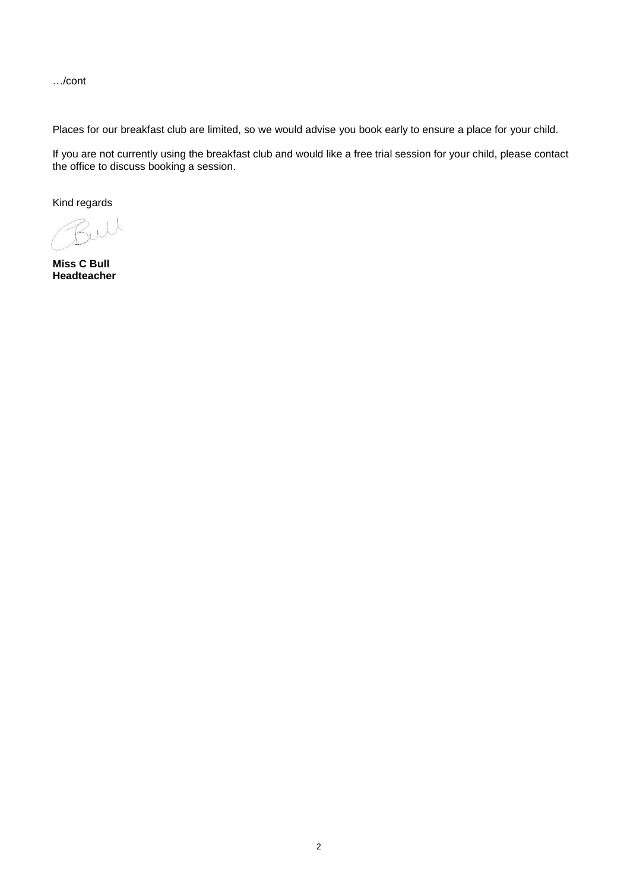…/cont

Places for our breakfast club are limited, so we would advise you book early to ensure a place for your child.

If you are not currently using the breakfast club and would like a free trial session for your child, please contact the office to discuss booking a session.

Kind regards

**Miss C Bull**
**Headteacher**